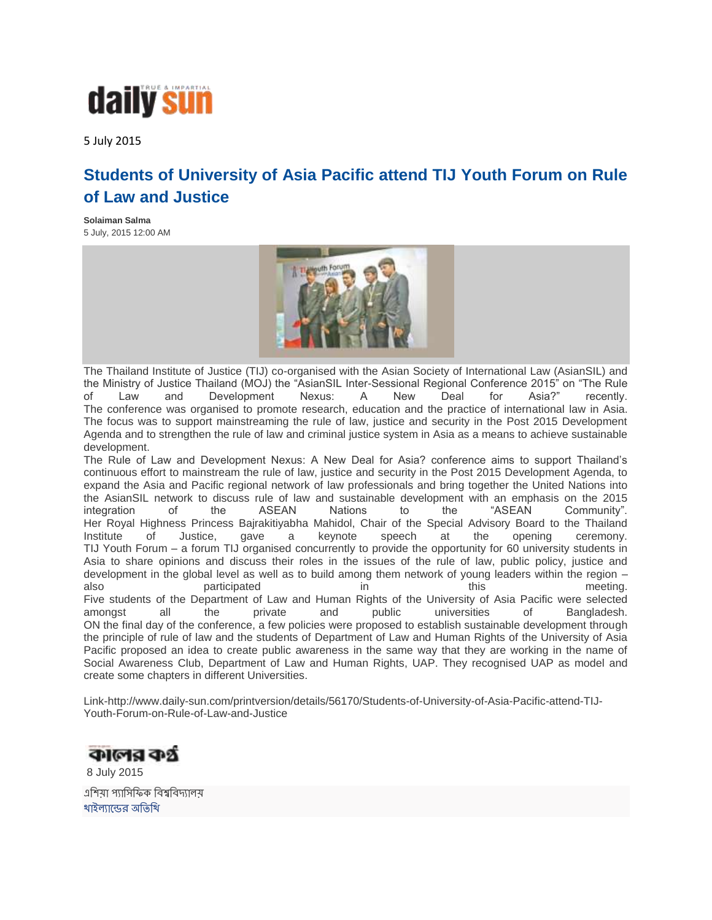daily sun

5 July 2015

## Students of University of Asia Pacific attend TIJ Youth Forum on Rule of Law and Justice

**Solaiman Salma**
5 July, 2015 12:00 AM

The Thailand Institute of Justice (TIJ) co-organised with the Asian Society of International Law (AsianSIL) and the Ministry of Justice Thailand (MOJ) the "AsianSIL Inter-Sessional Regional Conference 2015" on "The Rule of Law and Development Nexus: A New Deal for Asia?" recently.
The conference was organised to promote research, education and the practice of international law in Asia. The focus was to support mainstreaming the rule of law, justice and security in the Post 2015 Development Agenda and to strengthen the rule of law and criminal justice system in Asia as a means to achieve sustainable development.
The Rule of Law and Development Nexus: A New Deal for Asia? conference aims to support Thailand's continuous effort to mainstream the rule of law, justice and security in the Post 2015 Development Agenda, to expand the Asia and Pacific regional network of law professionals and bring together the United Nations into the AsianSIL network to discuss rule of law and sustainable development with an emphasis on the 2015 integration of the ASEAN Nations to the "ASEAN Community".
Her Royal Highness Princess Bajrakitiyabha Mahidol, Chair of the Special Advisory Board to the Thailand Institute of Justice, gave a keynote speech at the opening ceremony.
TIJ Youth Forum – a forum TIJ organised concurrently to provide the opportunity for 60 university students in Asia to share opinions and discuss their roles in the issues of the rule of law, public policy, justice and development in the global level as well as to build among them network of young leaders within the region – also participated in this meeting.
Five students of the Department of Law and Human Rights of the University of Asia Pacific were selected amongst all the private and public universities of Bangladesh.
ON the final day of the conference, a few policies were proposed to establish sustainable development through the principle of rule of law and the students of Department of Law and Human Rights of the University of Asia Pacific proposed an idea to create public awareness in the same way that they are working in the name of Social Awareness Club, Department of Law and Human Rights, UAP. They recognised UAP as model and create some chapters in different Universities.

Link-http://www.daily-sun.com/printversion/details/56170/Students-of-University-of-Asia-Pacific-attend-TIJ-Youth-Forum-on-Rule-of-Law-and-Justice

কালের কণ্ঠ

8 July 2015

এশিয়া প্যাসিফিক বিশ্ববিদ্যালয়
থাইল্যান্ডের অতিথি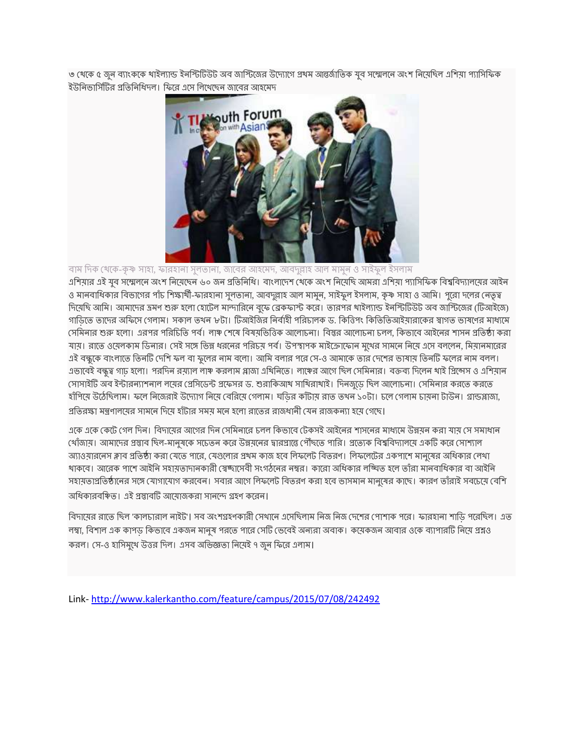৩ থেকে ৫ জুন ব্যাংককে থাইল্যান্ড ইনস্টিটিউট অব জাস্টিজের উদ্যোগে প্রথম আন্তর্জাতিক যুব সম্মেলনে অংশ নিয়েছিল এশিয়া প্যাসিফিক ইউনিভার্সিটির প্রতিনিধিদল। ফিরে এসে লিখেছেন জাবের আহমেদ

বাম দিক থেকে-কৃষ্ণ সাহা, ফারহানা সুলতানা, জাবের আহমেদ, আবদুল্লাহ আল মামুন ও সাইফুল ইসলাম

এশিয়ার এই যুব সম্মেলনে অংশ নিয়েছেন ৬০ জন প্রতিনিধি। বাংলাদেশ থেকে অংশ নিয়েছি আমরা এশিয়া প্যাসিফিক বিশ্ববিদ্যালয়ের আইন ও মানবাধিকার বিভাগের পাঁচ শিক্ষার্থী-ফারহানা সুলতানা, আবদুল্লাহ আল মামুন, সাইফুল ইসলাম, কৃষ্ণ সাহা ও আমি। পুরো দলের নেতৃত্ব দিয়েছি আমি। আমাদের ভ্রমণ শুরু হলো হোটেল মান্দারিনে বুফে ব্রেকফাস্ট করে। তারপর থাইল্যান্ড ইনস্টিটিউট অব জাস্টিজের (টিআইজে) গাড়িতে তাদের অফিসে গেলাম। সকাল তখন ৮টা। টিআইজির নির্বাহী পরিচালক ড. কিত্তিপং কিত্তিতিআইয়ারাকের স্বাগত ভাষণের মাধ্যমে সেমিনার শুরু হলো। এরপর পরিচিতি পর্ব। লাঞ্চ শেষে বিষয়ভিত্তিক আলোচনা। বিস্তর আলোচনা চলল, কিভাবে আইনের শাসন প্রতিষ্ঠা করা যায়। রাতে ওয়েলকাম ডিনার। সেই সঙ্গে ভিন্ন ধরনের পরিচয় পর্ব। উপস্থাপক মাইক্রোফোন মুখের সামনে নিয়ে এসে বললেন, মিয়ানমারের এই বন্ধুকে বাংলাতে তিনটি দেশি ফল বা ফুলের নাম বলো। আমি বলার পরে সে-ও আমাকে তার দেশের ভাষায় তিনটি ফলের নাম বলল। এভাবেই বন্ধুত্ব গাঢ় হলো। পরদিন রয়্যাল লাঞ্চ করলাম প্লাজা এথিনিতে। লাঞ্চের আগে ছিল সেমিনার। বক্তব্য দিলেন থাই প্রিন্সেস ও এশিয়ান সোসাইটি অব ইন্টারন্যাশনাল লয়ের প্রেসিডেন্ট প্রফেসর ড. শুরাকিআথ সাখিরাথাই। দিনজুড়ে ছিল আলোচনা। সেমিনার করতে করতে হাঁপিয়ে উঠেছিলাম। ফলে নিজেরাই উদ্যোগ নিয়ে বেরিয়ে গেলাম। ঘড়ির কাঁটায় রাত তখন ১০টা। চলে গেলাম চায়না টাউন। গ্রান্ডপ্লাজা, প্রতিরক্ষা মন্ত্রণালয়ের সামনে দিয়ে হাঁটার সময় মনে হলো রাতের রাজধানী যেন রাজকন্যা হয়ে গেছে।

একে একে কেটে গেল দিন। বিদায়ের আগের দিন সেমিনারে চলল কিভাবে টেকসই আইনের শাসনের মাধ্যমে উন্নয়ন করা যায় সে সমাধান খোঁজায়। আমাদের প্রস্তাব ছিল-মানুষকে সচেতন করে উন্নয়নের দ্বারপ্রান্তে পৌঁছতে পারি। প্রত্যেক বিশ্ববিদ্যালয়ে একটি করে সোশ্যাল অ্যাওয়ারনেস ক্লাব প্রতিষ্ঠা করা যেতে পারে, যেগুলোর প্রথম কাজ হবে লিফলেট বিতরণ। লিফলেটের একপাশে মানুষের অধিকার লেখা থাকবে। আরেক পাশে আইনি সহায়তাদানকারী স্বেচ্ছাসেবী সংগঠনের নম্বর। কারো অধিকার লঙ্ঘিত হলে তাঁরা মানবাধিকার বা আইনি সহায়তাপ্রতিষ্ঠানের সঙ্গে যোগাযোগ করবেন। সবার আগে লিফলেট বিতরণ করা হবে ভাসমান মানুষের কাছে। কারণ তাঁরাই সবচেয়ে বেশি অধিকারবঞ্চিত। এই প্রস্তাবটি আয়োজকরা সানন্দে গ্রহণ করেন।

বিদায়ের রাতে ছিল 'কালচারাল নাইট'। সব অংশগ্রহণকারী সেখানে এসেছিলাম নিজ নিজ দেশের পোশাক পরে। ফারহানা শাড়ি পরেছিল। এত লম্বা, বিশাল এক কাপড় কিভাবে একজন মানুষ পরতে পারে সেটি ভেবেই অন্যরা অবাক। কয়েকজন আবার ওকে ব্যাপারটি নিয়ে প্রশ্নও করল। সে-ও হাসিমুখে উত্তর দিল। এসব অভিজ্ঞতা নিয়েই ৭ জুন ফিরে এলাম।

Link- http://www.kalerkantho.com/feature/campus/2015/07/08/242492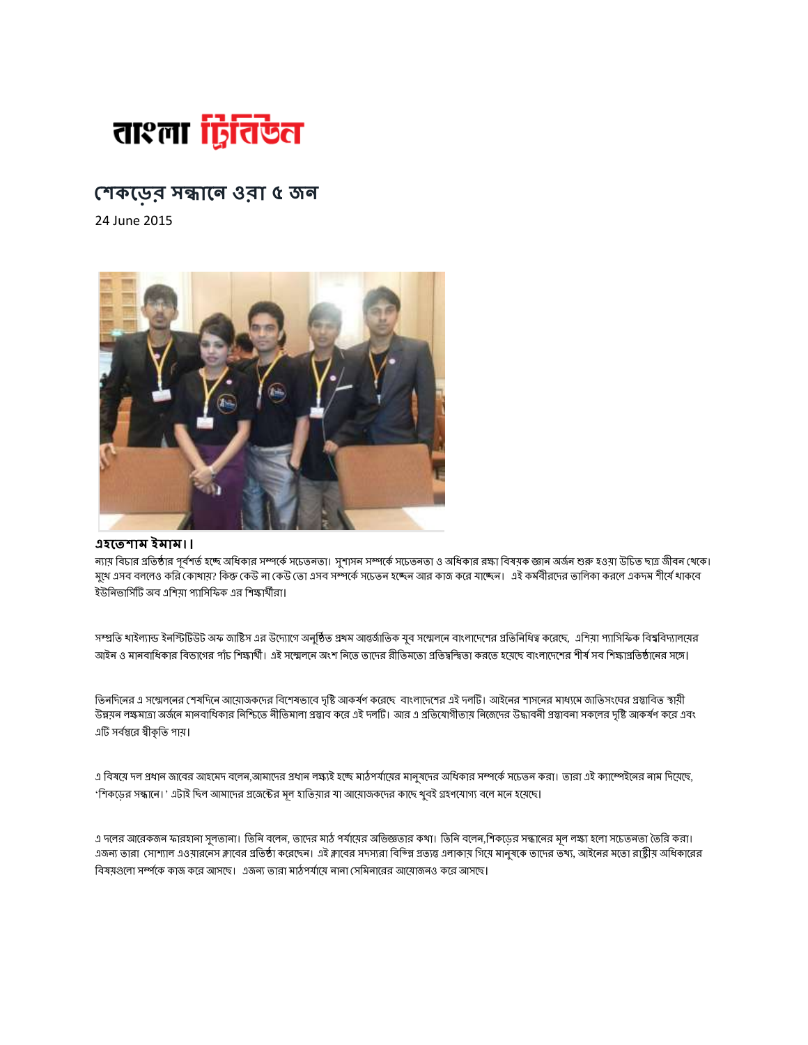বাংলা ট্রিবিউন

# শেকড়ের সন্ধানে ওরা ৫ জন

24 June 2015

**এহতেশাম ইমাম।।**

ন্যায় বিচার প্রতিষ্ঠার পূর্বশর্ত হচ্ছে অধিকার সম্পর্কে সচেতনতা। সুশাসন সম্পর্কে সচেতনতা ও অধিকার রক্ষা বিষয়ক জ্ঞান অর্জন শুরু হওয়া উচিত ছাত্র জীবন থেকে। মুখে এসব বললেও করি কোথায়? কিন্তু কেউ না কেউ তো এসব সম্পর্কে সচেতন হচ্ছেন আর কাজ করে যাচ্ছেন। এই কর্মবীরদের তালিকা করলে একদম শীর্ষে থাকবে ইউনিভার্সিটি অব এশিয়া প্যাসিফিক এর শিক্ষার্থীরা।

সম্প্রতি থাইল্যান্ড ইনস্টিটিউট অফ জাস্টিস এর উদ্যোগে অনুষ্ঠিত প্রথম আন্তর্জাতিক যুব সম্মেলনে বাংলাদেশের প্রতিনিধিত্ব করেছে, এশিয়া প্যাসিফিক বিশ্ববিদ্যালয়ের আইন ও মানবাধিকার বিভাগের পাঁচ শিক্ষার্থী। এই সম্মেলনে অংশ নিতে তাদের রীতিমতো প্রতিদ্বন্দ্বিতা করতে হয়েছে বাংলাদেশের শীর্ষ সব শিক্ষাপ্রতিষ্ঠানের সঙ্গে।

তিনদিনের এ সম্মেলনের শেষদিনে আয়োজকদের বিশেষভাবে দৃষ্টি আকর্ষণ করেছে বাংলাদেশের এই দলটি। আইনের শাসনের মাধ্যমে জাতিসংঘের প্রস্তাবিত স্থায়ী উন্নয়ন লক্ষমাত্রা অর্জনে মানবাধিকার নিশ্চিতে নীতিমালা প্রস্তাব করে এই দলটি। আর এ প্রতিযোগীতায় নিজেদের উদ্ভাবনী প্রস্তাবনা সকলের দৃষ্টি আকর্ষণ করে এবং এটি সর্বস্তরে স্বীকৃতি পায়।

এ বিষয়ে দল প্রধান জাবের আহমেদ বলেন,আমাদের প্রধান লক্ষ্যই হচ্ছে মাঠপর্যায়ের মানুষদের অধিকার সম্পর্কে সচেতন করা। তারা এই ক্যাম্পেইনের নাম দিয়েছে, 'শিকড়ের সন্ধানে।' এটাই ছিল আমাদের প্রজেক্টের মূল হাতিয়ার যা আয়োজকদের কাছে খুবই গ্রহণযোগ্য বলে মনে হয়েছে।

এ দলের আরেকজন ফারহানা সুলতানা। তিনি বলেন, তাদের মাঠ পর্যায়ের অভিজ্ঞতার কথা। তিনি বলেন,শিকড়ের সন্ধানের মূল লক্ষ্য হলো সচেতনতা তৈরি করা। এজন্য তারা সোশ্যাল এওয়ারনেস ক্লাবের প্রতিষ্ঠা করেছেন। এই ক্লাবের সদস্যরা বিভিন্ন প্রত্যন্ত এলাকায় গিয়ে মানুষকে তাদের তথ্য, আইনের মতো রাষ্ট্রীয় অধিকারের বিষয়গুলো সম্পর্কে কাজ করে আসছে। এজন্য তারা মাঠপর্যায়ে নানা সেমিনারের আয়োজনও করে আসছে।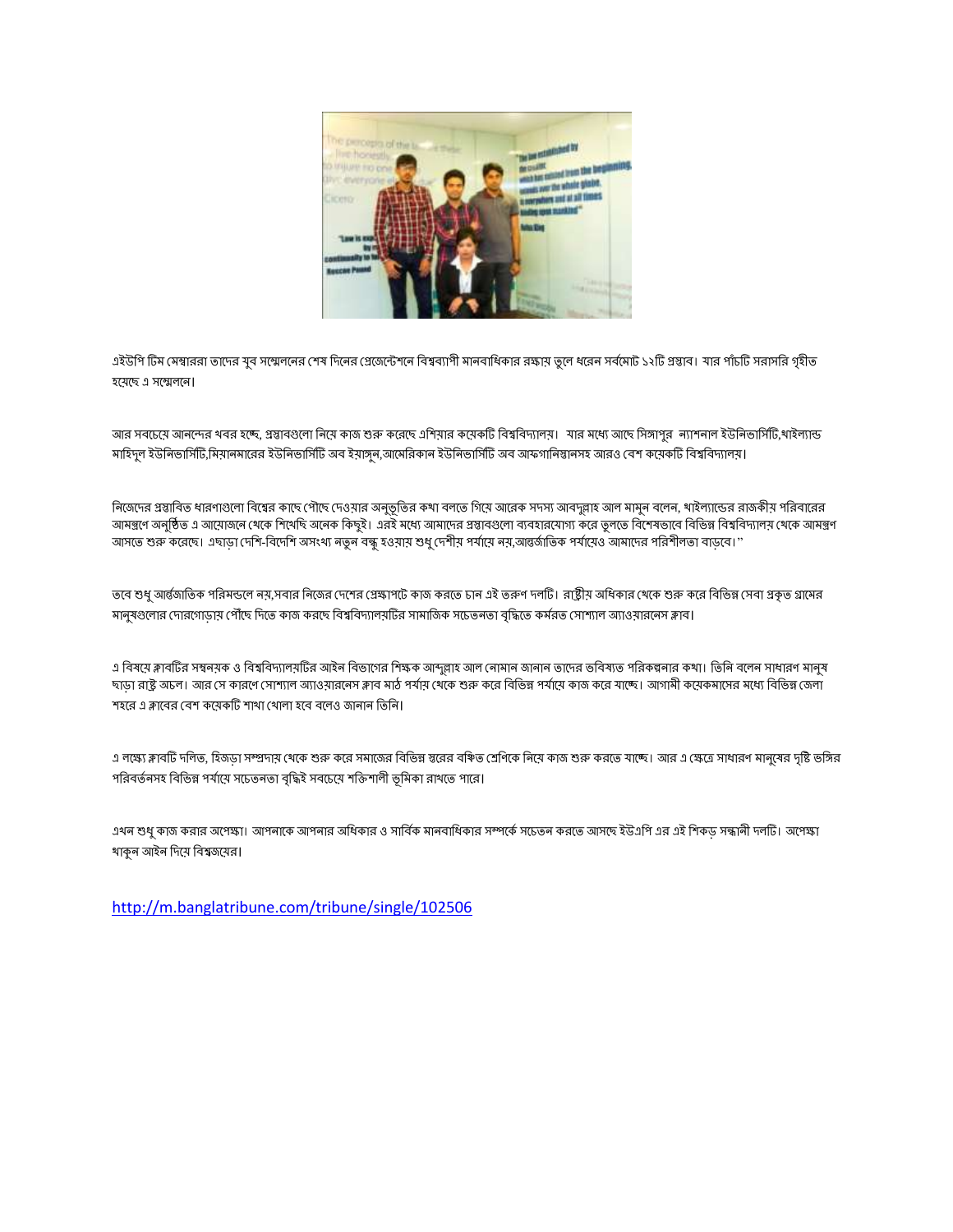এইউপি টিম মেম্বাররা তাদের যুব সম্মেলনের শেষ দিনের প্রেজেন্টেশনে বিশ্বব্যাপী মানবাধিকার রক্ষায় তুলে ধরেন সর্বমোট ১২টি প্রস্তাব। যার পাঁচটি সরাসরি গৃহীত হয়েছে এ সম্মেলনে।

আর সবচেয়ে আনন্দের খবর হচ্ছে, প্রস্তাবগুলো নিয়ে কাজ শুরু করেছে এশিয়ার কয়েকটি বিশ্ববিদ্যালয়। যার মধ্যে আছে সিঙ্গাপুর ন্যাশনাল ইউনিভার্সিটি,থাইল্যান্ড মাহিদুল ইউনিভার্সিটি,মিয়ানমারের ইউনিভার্সিটি অব ইয়াঙ্গুন,আমেরিকান ইউনিভার্সিটি অব আফগানিস্তানসহ আরও বেশ কয়েকটি বিশ্ববিদ্যালয়।

নিজেদের প্রস্তাবিত ধারণাগুলো বিশ্বের কাছে পৌঁছে দেওয়ার অনুভূতির কথা বলতে গিয়ে আরেক সদস্য আবদুল্লাহ আল মামুন বলেন, থাইল্যান্ডের রাজকীয় পরিবারের আমন্ত্রণে অনুষ্ঠিত এ আয়োজনে থেকে শিখেছি অনেক কিছুই। এরই মধ্যে আমাদের প্রস্তাবগুলো ব্যবহারযোগ্য করে তুলতে বিশেষভাবে বিভিন্ন বিশ্ববিদ্যালয় থেকে আমন্ত্রণ আসতে শুরু করেছে। এছাড়া দেশি-বিদেশি অসংখ্য নতুন বন্ধু হওয়ায় শুধু দেশীয় পর্যায়ে নয়,আন্তর্জাতিক পর্যায়েও আমাদের পরিশীলতা বাড়বে।"

তবে শুধু আন্তর্জাতিক পরিমন্ডলে নয়,সবার নিজের দেশের প্রেক্ষাপটে কাজ করতে চান এই তরুণ দলটি। রাষ্ট্রীয় অধিকার থেকে শুরু করে বিভিন্ন সেবা প্রকৃত গ্রামের মানুষগুলোর দোরগোড়ায় পৌঁছে দিতে কাজ করছে বিশ্ববিদ্যালয়টির সামাজিক সচেতনতা বৃদ্ধিতে কর্মরত সোশ্যাল অ্যাওয়ারনেস ক্লাব।

এ বিষয়ে ক্লাবটির সমন্বয়ক ও বিশ্ববিদ্যালয়টির আইন বিভাগের শিক্ষক আব্দুল্লাহ আল নোমান জানান তাদের ভবিষ্যত পরিকল্পনার কথা। তিনি বলেন সাধারণ মানুষ ছাড়া রাষ্ট্র অচল। আর সে কারণে সোশ্যাল অ্যাওয়ারনেস ক্লাব মাঠ পর্যায় থেকে শুরু করে বিভিন্ন পর্যায়ে কাজ করে যাচ্ছে। আগামী কয়েকমাসের মধ্যে বিভিন্ন জেলা শহরে এ ক্লাবের বেশ কয়েকটি শাখা খোলা হবে বলেও জানান তিনি।

এ লক্ষ্যে ক্লাবটি দলিত, হিজড়া সম্প্রদায় থেকে শুরু করে সমাজের বিভিন্ন স্তরের বঞ্চিত শ্রেণিকে নিয়ে কাজ শুরু করতে যাচ্ছে। আর এ ক্ষেত্রে সাধারণ মানুষের দৃষ্টি ভঙ্গির পরিবর্তনসহ বিভিন্ন পর্যায়ে সচেতনতা বৃদ্ধিই সবচেয়ে শক্তিশালী ভূমিকা রাখতে পারে।

এখন শুধু কাজ করার অপেক্ষা। আপনাকে আপনার অধিকার ও সার্বিক মানবাধিকার সম্পর্কে সচেতন করতে আসছে ইউএপি এর এই শিকড় সন্ধানী দলটি। অপেক্ষা থাকুন আইন দিয়ে বিশ্বজয়ের।

http://m.banglatribune.com/tribune/single/102506